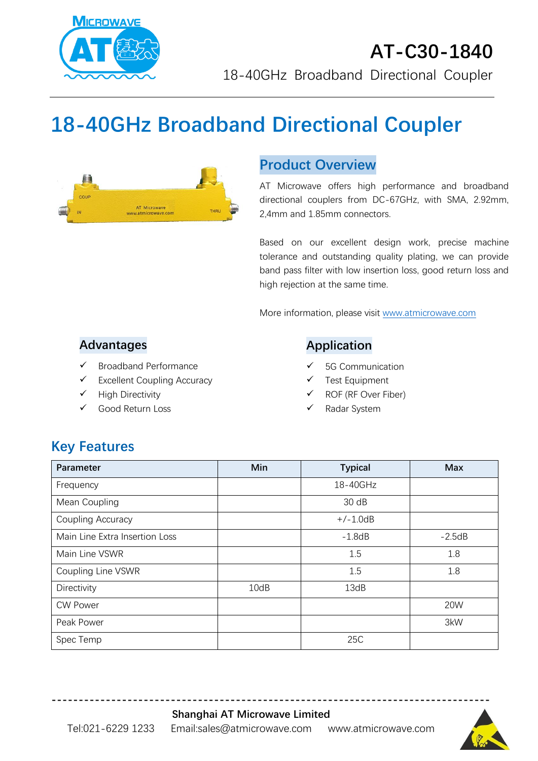# AT-C30-1840

18-40GHz Broadband Directional Coupler

# 18-40GHz Broadband Directional Coupler

## Product Overview

AT Microwave offers high performance and broadband directional couplers from DC-67GHz, with SMA, 2.92mm, 2,4mm and 1.85mm connectors.

Based on our excellent design work, precise machine tolerance and outstanding quality plating, we can provide band pass filter with low insertion loss, good return loss and high rejection at the same time.

More information, please visit www.atmicrowave.com

## Advantages

- ✓ Broadband Performance
- ✓ Excellent Coupling Accuracy
- ✓ High Directivity
- ✓ Good Return Loss

## Application

- ✓ 5G Communication
- ✓ Test Equipment
- ✓ ROF (RF Over Fiber)
- ✓ Radar System

## Key Features

| Parameter | Min | Typical | Max |
|---|---|---|---|
| Frequency | | 18-40GHz | |
| Mean Coupling | | 30 dB | |
| Coupling Accuracy | | +/-1.0dB | |
| Main Line Extra Insertion Loss | | -1.8dB | -2.5dB |
| Main Line VSWR | | 1.5 | 1.8 |
| Coupling Line VSWR | | 1.5 | 1.8 |
| Directivity | 10dB | 13dB | |
| CW Power | | | 20W |
| Peak Power | | | 3kW |
| Spec Temp | | 25C | |

**Shanghai AT Microwave Limited**

Tel:021-6229 1233 Email:sales@atmicrowave.com www.atmicrowave.com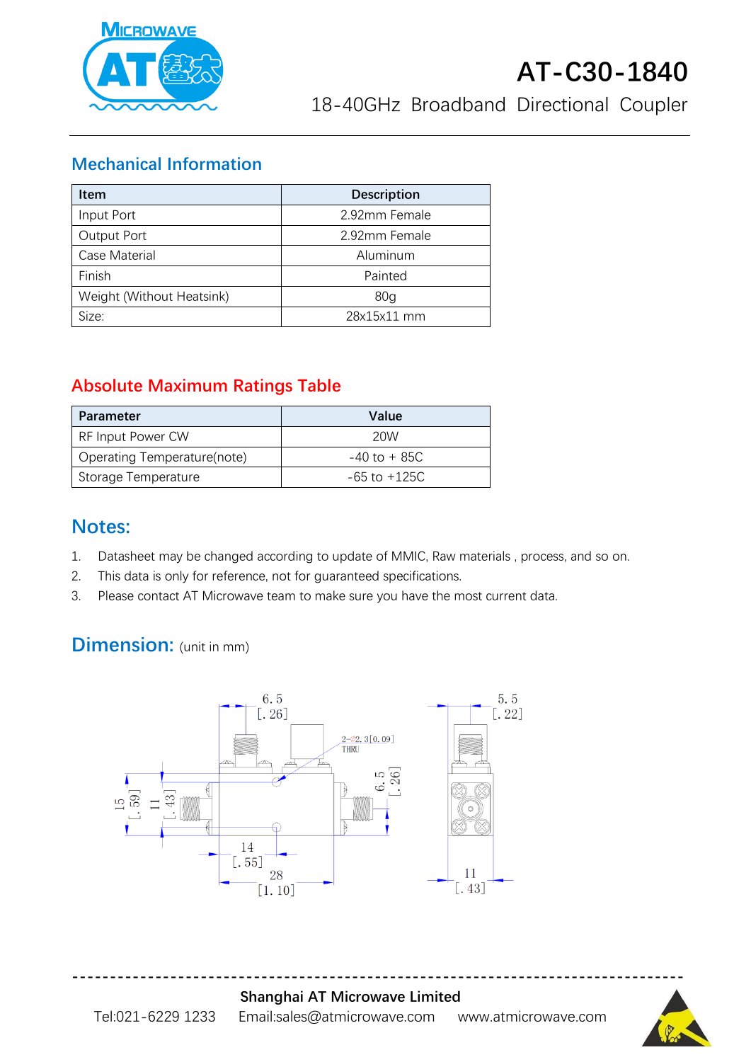AT-C30-1840

18-40GHz Broadband Directional Coupler

## Mechanical Information

| Item | Description |
|---|---|
| Input Port | 2.92mm Female |
| Output Port | 2.92mm Female |
| Case Material | Aluminum |
| Finish | Painted |
| Weight (Without Heatsink) | 80g |
| Size: | 28x15x11 mm |

## Absolute Maximum Ratings Table

| Parameter | Value |
|---|---|
| RF Input Power CW | 20W |
| Operating Temperature(note) | -40 to + 85C |
| Storage Temperature | -65 to +125C |

## Notes:

1. Datasheet may be changed according to update of MMIC, Raw materials , process, and so on.
2. This data is only for reference, not for guaranteed specifications.
3. Please contact AT Microwave team to make sure you have the most current data.

## Dimension: (unit in mm)

6.5
[.26]
2-Ø2.3[0.09]
THRU
6.5
[.26]
15
[.59]
11
[.43]
14
[.55]
28
[1.10]
5.5
[.22]
11
[.43]

**Shanghai AT Microwave Limited**

Tel:021-6229 1233 Email:sales@atmicrowave.com www.atmicrowave.com